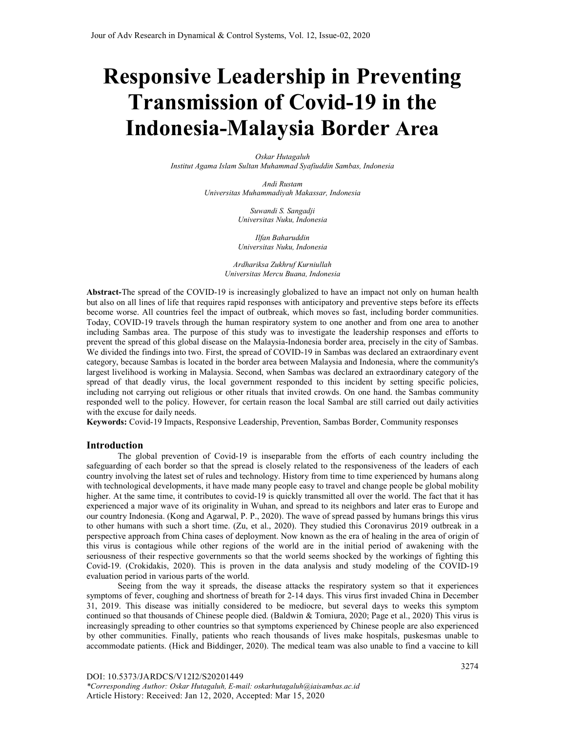# Responsive Leadership in Preventing Transmission of Covid-19 in the Indonesia-Malaysia Border Area

*Oskar Hutagaluh*
*Institut Agama Islam Sultan Muhammad Syafiuddin Sambas, Indonesia*

*Andi Rustam*
*Universitas Muhammadiyah Makassar, Indonesia*

*Suwandi S. Sangadji*
*Universitas Nuku, Indonesia*

*Ilfan Baharuddin*
*Universitas Nuku, Indonesia*

*Ardhariksa Zukhruf Kurniullah*
*Universitas Mercu Buana, Indonesia*

**Abstract-**The spread of the COVID-19 is increasingly globalized to have an impact not only on human health but also on all lines of life that requires rapid responses with anticipatory and preventive steps before its effects become worse. All countries feel the impact of outbreak, which moves so fast, including border communities. Today, COVID-19 travels through the human respiratory system to one another and from one area to another including Sambas area. The purpose of this study was to investigate the leadership responses and efforts to prevent the spread of this global disease on the Malaysia-Indonesia border area, precisely in the city of Sambas. We divided the findings into two. First, the spread of COVID-19 in Sambas was declared an extraordinary event category, because Sambas is located in the border area between Malaysia and Indonesia, where the community's largest livelihood is working in Malaysia. Second, when Sambas was declared an extraordinary category of the spread of that deadly virus, the local government responded to this incident by setting specific policies, including not carrying out religious or other rituals that invited crowds. On one hand. the Sambas community responded well to the policy. However, for certain reason the local Sambal are still carried out daily activities with the excuse for daily needs.

**Keywords:** Covid-19 Impacts, Responsive Leadership, Prevention, Sambas Border, Community responses

## Introduction

The global prevention of Covid-19 is inseparable from the efforts of each country including the safeguarding of each border so that the spread is closely related to the responsiveness of the leaders of each country involving the latest set of rules and technology. History from time to time experienced by humans along with technological developments, it have made many people easy to travel and change people be global mobility higher. At the same time, it contributes to covid-19 is quickly transmitted all over the world. The fact that it has experienced a major wave of its originality in Wuhan, and spread to its neighbors and later eras to Europe and our country Indonesia. (Kong and Agarwal, P. P., 2020). The wave of spread passed by humans brings this virus to other humans with such a short time. (Zu, et al., 2020). They studied this Coronavirus 2019 outbreak in a perspective approach from China cases of deployment. Now known as the era of healing in the area of origin of this virus is contagious while other regions of the world are in the initial period of awakening with the seriousness of their respective governments so that the world seems shocked by the workings of fighting this Covid-19. (Crokidakis, 2020). This is proven in the data analysis and study modeling of the COVID-19 evaluation period in various parts of the world.

Seeing from the way it spreads, the disease attacks the respiratory system so that it experiences symptoms of fever, coughing and shortness of breath for 2-14 days. This virus first invaded China in December 31, 2019. This disease was initially considered to be mediocre, but several days to weeks this symptom continued so that thousands of Chinese people died. (Baldwin & Tomiura, 2020; Page et al., 2020) This virus is increasingly spreading to other countries so that symptoms experienced by Chinese people are also experienced by other communities. Finally, patients who reach thousands of lives make hospitals, puskesmas unable to accommodate patients. (Hick and Biddinger, 2020). The medical team was also unable to find a vaccine to kill

DOI: 10.5373/JARDCS/V12I2/S20201449
*Corresponding Author: Oskar Hutagaluh, E-mail: oskarhutagaluh@iaisambas.ac.id
Article History: Received: Jan 12, 2020, Accepted: Mar 15, 2020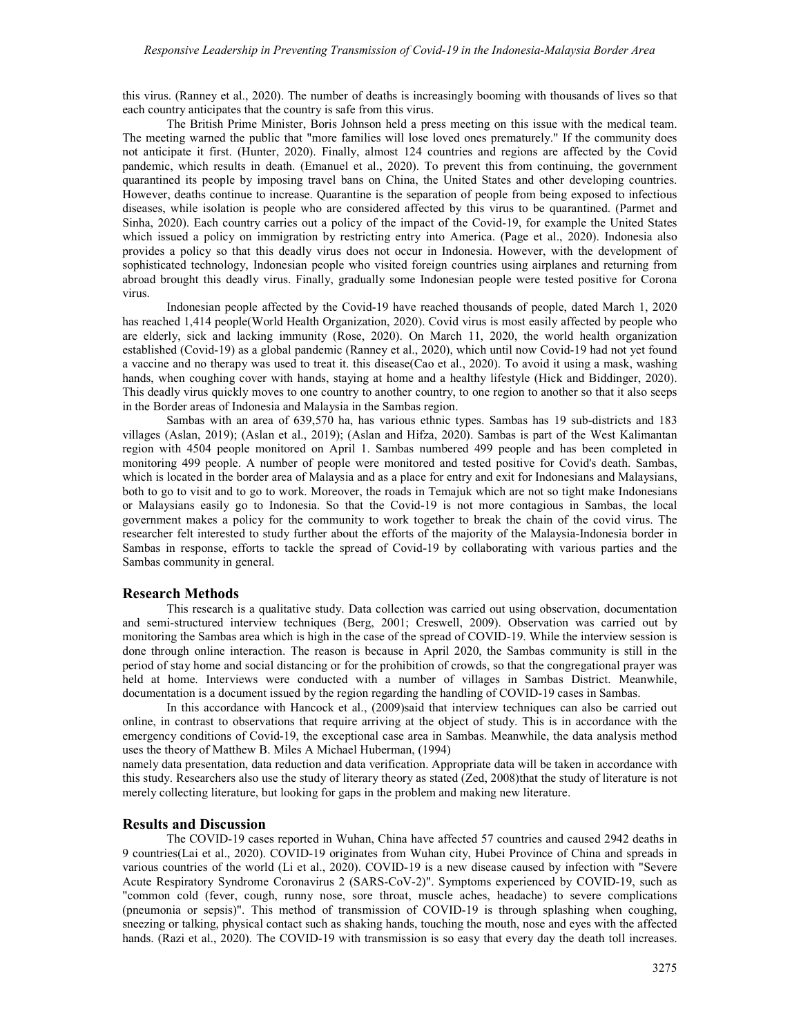this virus. (Ranney et al., 2020). The number of deaths is increasingly booming with thousands of lives so that each country anticipates that the country is safe from this virus.

The British Prime Minister, Boris Johnson held a press meeting on this issue with the medical team. The meeting warned the public that "more families will lose loved ones prematurely." If the community does not anticipate it first. (Hunter, 2020). Finally, almost 124 countries and regions are affected by the Covid pandemic, which results in death. (Emanuel et al., 2020). To prevent this from continuing, the government quarantined its people by imposing travel bans on China, the United States and other developing countries. However, deaths continue to increase. Quarantine is the separation of people from being exposed to infectious diseases, while isolation is people who are considered affected by this virus to be quarantined. (Parmet and Sinha, 2020). Each country carries out a policy of the impact of the Covid-19, for example the United States which issued a policy on immigration by restricting entry into America. (Page et al., 2020). Indonesia also provides a policy so that this deadly virus does not occur in Indonesia. However, with the development of sophisticated technology, Indonesian people who visited foreign countries using airplanes and returning from abroad brought this deadly virus. Finally, gradually some Indonesian people were tested positive for Corona virus.

Indonesian people affected by the Covid-19 have reached thousands of people, dated March 1, 2020 has reached 1,414 people(World Health Organization, 2020). Covid virus is most easily affected by people who are elderly, sick and lacking immunity (Rose, 2020). On March 11, 2020, the world health organization established (Covid-19) as a global pandemic (Ranney et al., 2020), which until now Covid-19 had not yet found a vaccine and no therapy was used to treat it. this disease(Cao et al., 2020). To avoid it using a mask, washing hands, when coughing cover with hands, staying at home and a healthy lifestyle (Hick and Biddinger, 2020). This deadly virus quickly moves to one country to another country, to one region to another so that it also seeps in the Border areas of Indonesia and Malaysia in the Sambas region.

Sambas with an area of 639,570 ha, has various ethnic types. Sambas has 19 sub-districts and 183 villages (Aslan, 2019); (Aslan et al., 2019); (Aslan and Hifza, 2020). Sambas is part of the West Kalimantan region with 4504 people monitored on April 1. Sambas numbered 499 people and has been completed in monitoring 499 people. A number of people were monitored and tested positive for Covid's death. Sambas, which is located in the border area of Malaysia and as a place for entry and exit for Indonesians and Malaysians, both to go to visit and to go to work. Moreover, the roads in Temajuk which are not so tight make Indonesians or Malaysians easily go to Indonesia. So that the Covid-19 is not more contagious in Sambas, the local government makes a policy for the community to work together to break the chain of the covid virus. The researcher felt interested to study further about the efforts of the majority of the Malaysia-Indonesia border in Sambas in response, efforts to tackle the spread of Covid-19 by collaborating with various parties and the Sambas community in general.

## Research Methods

This research is a qualitative study. Data collection was carried out using observation, documentation and semi-structured interview techniques (Berg, 2001; Creswell, 2009). Observation was carried out by monitoring the Sambas area which is high in the case of the spread of COVID-19. While the interview session is done through online interaction. The reason is because in April 2020, the Sambas community is still in the period of stay home and social distancing or for the prohibition of crowds, so that the congregational prayer was held at home. Interviews were conducted with a number of villages in Sambas District. Meanwhile, documentation is a document issued by the region regarding the handling of COVID-19 cases in Sambas.

In this accordance with Hancock et al., (2009)said that interview techniques can also be carried out online, in contrast to observations that require arriving at the object of study. This is in accordance with the emergency conditions of Covid-19, the exceptional case area in Sambas. Meanwhile, the data analysis method uses the theory of Matthew B. Miles A Michael Huberman, (1994)
namely data presentation, data reduction and data verification. Appropriate data will be taken in accordance with this study. Researchers also use the study of literary theory as stated (Zed, 2008)that the study of literature is not merely collecting literature, but looking for gaps in the problem and making new literature.

## Results and Discussion

The COVID-19 cases reported in Wuhan, China have affected 57 countries and caused 2942 deaths in 9 countries(Lai et al., 2020). COVID-19 originates from Wuhan city, Hubei Province of China and spreads in various countries of the world (Li et al., 2020). COVID-19 is a new disease caused by infection with "Severe Acute Respiratory Syndrome Coronavirus 2 (SARS-CoV-2)". Symptoms experienced by COVID-19, such as "common cold (fever, cough, runny nose, sore throat, muscle aches, headache) to severe complications (pneumonia or sepsis)". This method of transmission of COVID-19 is through splashing when coughing, sneezing or talking, physical contact such as shaking hands, touching the mouth, nose and eyes with the affected hands. (Razi et al., 2020). The COVID-19 with transmission is so easy that every day the death toll increases.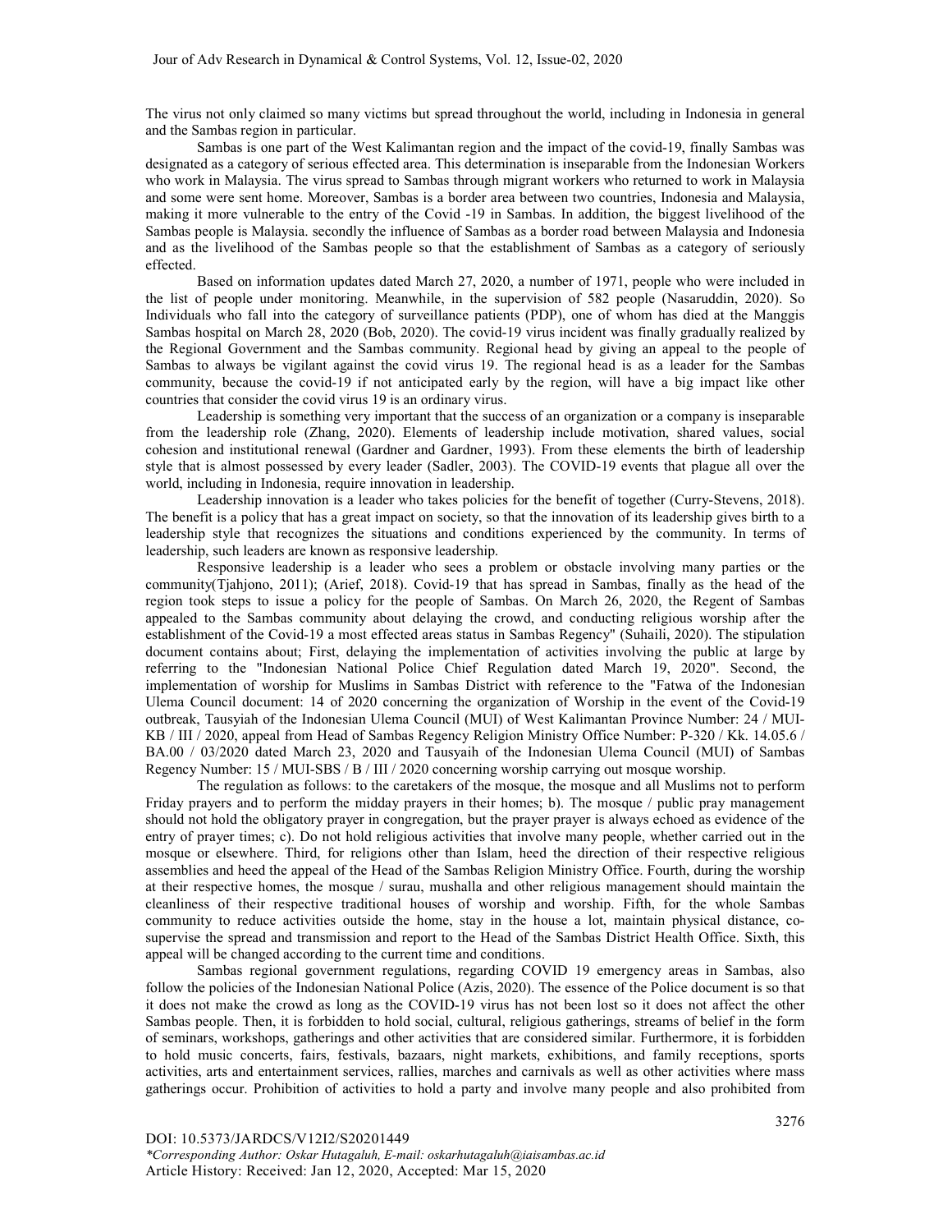The virus not only claimed so many victims but spread throughout the world, including in Indonesia in general and the Sambas region in particular.

Sambas is one part of the West Kalimantan region and the impact of the covid-19, finally Sambas was designated as a category of serious effected area. This determination is inseparable from the Indonesian Workers who work in Malaysia. The virus spread to Sambas through migrant workers who returned to work in Malaysia and some were sent home. Moreover, Sambas is a border area between two countries, Indonesia and Malaysia, making it more vulnerable to the entry of the Covid -19 in Sambas. In addition, the biggest livelihood of the Sambas people is Malaysia. secondly the influence of Sambas as a border road between Malaysia and Indonesia and as the livelihood of the Sambas people so that the establishment of Sambas as a category of seriously effected.

Based on information updates dated March 27, 2020, a number of 1971, people who were included in the list of people under monitoring. Meanwhile, in the supervision of 582 people (Nasaruddin, 2020). So Individuals who fall into the category of surveillance patients (PDP), one of whom has died at the Manggis Sambas hospital on March 28, 2020 (Bob, 2020). The covid-19 virus incident was finally gradually realized by the Regional Government and the Sambas community. Regional head by giving an appeal to the people of Sambas to always be vigilant against the covid virus 19. The regional head is as a leader for the Sambas community, because the covid-19 if not anticipated early by the region, will have a big impact like other countries that consider the covid virus 19 is an ordinary virus.

Leadership is something very important that the success of an organization or a company is inseparable from the leadership role (Zhang, 2020). Elements of leadership include motivation, shared values, social cohesion and institutional renewal (Gardner and Gardner, 1993). From these elements the birth of leadership style that is almost possessed by every leader (Sadler, 2003). The COVID-19 events that plague all over the world, including in Indonesia, require innovation in leadership.

Leadership innovation is a leader who takes policies for the benefit of together (Curry-Stevens, 2018). The benefit is a policy that has a great impact on society, so that the innovation of its leadership gives birth to a leadership style that recognizes the situations and conditions experienced by the community. In terms of leadership, such leaders are known as responsive leadership.

Responsive leadership is a leader who sees a problem or obstacle involving many parties or the community(Tjahjono, 2011); (Arief, 2018). Covid-19 that has spread in Sambas, finally as the head of the region took steps to issue a policy for the people of Sambas. On March 26, 2020, the Regent of Sambas appealed to the Sambas community about delaying the crowd, and conducting religious worship after the establishment of the Covid-19 a most effected areas status in Sambas Regency" (Suhaili, 2020). The stipulation document contains about; First, delaying the implementation of activities involving the public at large by referring to the "Indonesian National Police Chief Regulation dated March 19, 2020". Second, the implementation of worship for Muslims in Sambas District with reference to the "Fatwa of the Indonesian Ulema Council document: 14 of 2020 concerning the organization of Worship in the event of the Covid-19 outbreak, Tausyiah of the Indonesian Ulema Council (MUI) of West Kalimantan Province Number: 24 / MUI-KB / III / 2020, appeal from Head of Sambas Regency Religion Ministry Office Number: P-320 / Kk. 14.05.6 / BA.00 / 03/2020 dated March 23, 2020 and Tausyaih of the Indonesian Ulema Council (MUI) of Sambas Regency Number: 15 / MUI-SBS / B / III / 2020 concerning worship carrying out mosque worship.

The regulation as follows: to the caretakers of the mosque, the mosque and all Muslims not to perform Friday prayers and to perform the midday prayers in their homes; b). The mosque / public pray management should not hold the obligatory prayer in congregation, but the prayer prayer is always echoed as evidence of the entry of prayer times; c). Do not hold religious activities that involve many people, whether carried out in the mosque or elsewhere. Third, for religions other than Islam, heed the direction of their respective religious assemblies and heed the appeal of the Head of the Sambas Religion Ministry Office. Fourth, during the worship at their respective homes, the mosque / surau, mushalla and other religious management should maintain the cleanliness of their respective traditional houses of worship and worship. Fifth, for the whole Sambas community to reduce activities outside the home, stay in the house a lot, maintain physical distance, co-supervise the spread and transmission and report to the Head of the Sambas District Health Office. Sixth, this appeal will be changed according to the current time and conditions.

Sambas regional government regulations, regarding COVID 19 emergency areas in Sambas, also follow the policies of the Indonesian National Police (Azis, 2020). The essence of the Police document is so that it does not make the crowd as long as the COVID-19 virus has not been lost so it does not affect the other Sambas people. Then, it is forbidden to hold social, cultural, religious gatherings, streams of belief in the form of seminars, workshops, gatherings and other activities that are considered similar. Furthermore, it is forbidden to hold music concerts, fairs, festivals, bazaars, night markets, exhibitions, and family receptions, sports activities, arts and entertainment services, rallies, marches and carnivals as well as other activities where mass gatherings occur. Prohibition of activities to hold a party and involve many people and also prohibited from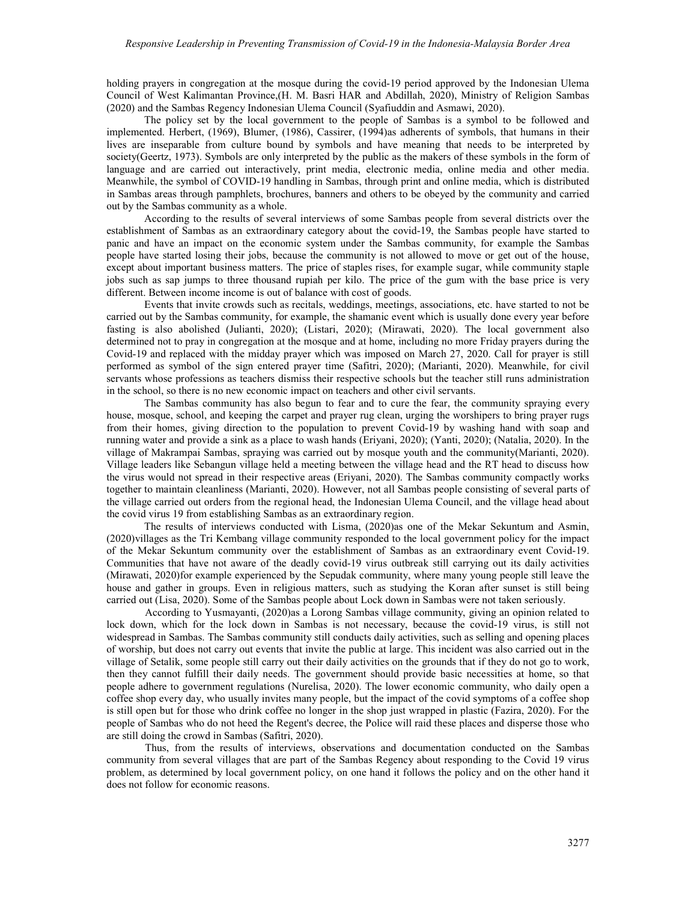holding prayers in congregation at the mosque during the covid-19 period approved by the Indonesian Ulema Council of West Kalimantan Province,(H. M. Basri HAR and Abdillah, 2020), Ministry of Religion Sambas (2020) and the Sambas Regency Indonesian Ulema Council (Syafiuddin and Asmawi, 2020).

The policy set by the local government to the people of Sambas is a symbol to be followed and implemented. Herbert, (1969), Blumer, (1986), Cassirer, (1994)as adherents of symbols, that humans in their lives are inseparable from culture bound by symbols and have meaning that needs to be interpreted by society(Geertz, 1973). Symbols are only interpreted by the public as the makers of these symbols in the form of language and are carried out interactively, print media, electronic media, online media and other media. Meanwhile, the symbol of COVID-19 handling in Sambas, through print and online media, which is distributed in Sambas areas through pamphlets, brochures, banners and others to be obeyed by the community and carried out by the Sambas community as a whole.

According to the results of several interviews of some Sambas people from several districts over the establishment of Sambas as an extraordinary category about the covid-19, the Sambas people have started to panic and have an impact on the economic system under the Sambas community, for example the Sambas people have started losing their jobs, because the community is not allowed to move or get out of the house, except about important business matters. The price of staples rises, for example sugar, while community staple jobs such as sap jumps to three thousand rupiah per kilo. The price of the gum with the base price is very different. Between income income is out of balance with cost of goods.

Events that invite crowds such as recitals, weddings, meetings, associations, etc. have started to not be carried out by the Sambas community, for example, the shamanic event which is usually done every year before fasting is also abolished (Julianti, 2020); (Listari, 2020); (Mirawati, 2020). The local government also determined not to pray in congregation at the mosque and at home, including no more Friday prayers during the Covid-19 and replaced with the midday prayer which was imposed on March 27, 2020. Call for prayer is still performed as symbol of the sign entered prayer time (Safitri, 2020); (Marianti, 2020). Meanwhile, for civil servants whose professions as teachers dismiss their respective schools but the teacher still runs administration in the school, so there is no new economic impact on teachers and other civil servants.

The Sambas community has also begun to fear and to cure the fear, the community spraying every house, mosque, school, and keeping the carpet and prayer rug clean, urging the worshipers to bring prayer rugs from their homes, giving direction to the population to prevent Covid-19 by washing hand with soap and running water and provide a sink as a place to wash hands (Eriyani, 2020); (Yanti, 2020); (Natalia, 2020). In the village of Makrampai Sambas, spraying was carried out by mosque youth and the community(Marianti, 2020). Village leaders like Sebangun village held a meeting between the village head and the RT head to discuss how the virus would not spread in their respective areas (Eriyani, 2020). The Sambas community compactly works together to maintain cleanliness (Marianti, 2020). However, not all Sambas people consisting of several parts of the village carried out orders from the regional head, the Indonesian Ulema Council, and the village head about the covid virus 19 from establishing Sambas as an extraordinary region.

The results of interviews conducted with Lisma, (2020)as one of the Mekar Sekuntum and Asmin, (2020)villages as the Tri Kembang village community responded to the local government policy for the impact of the Mekar Sekuntum community over the establishment of Sambas as an extraordinary event Covid-19. Communities that have not aware of the deadly covid-19 virus outbreak still carrying out its daily activities (Mirawati, 2020)for example experienced by the Sepudak community, where many young people still leave the house and gather in groups. Even in religious matters, such as studying the Koran after sunset is still being carried out (Lisa, 2020). Some of the Sambas people about Lock down in Sambas were not taken seriously.

According to Yusmayanti, (2020)as a Lorong Sambas village community, giving an opinion related to lock down, which for the lock down in Sambas is not necessary, because the covid-19 virus, is still not widespread in Sambas. The Sambas community still conducts daily activities, such as selling and opening places of worship, but does not carry out events that invite the public at large. This incident was also carried out in the village of Setalik, some people still carry out their daily activities on the grounds that if they do not go to work, then they cannot fulfill their daily needs. The government should provide basic necessities at home, so that people adhere to government regulations (Nurelisa, 2020). The lower economic community, who daily open a coffee shop every day, who usually invites many people, but the impact of the covid symptoms of a coffee shop is still open but for those who drink coffee no longer in the shop just wrapped in plastic (Fazira, 2020). For the people of Sambas who do not heed the Regent's decree, the Police will raid these places and disperse those who are still doing the crowd in Sambas (Safitri, 2020).

Thus, from the results of interviews, observations and documentation conducted on the Sambas community from several villages that are part of the Sambas Regency about responding to the Covid 19 virus problem, as determined by local government policy, on one hand it follows the policy and on the other hand it does not follow for economic reasons.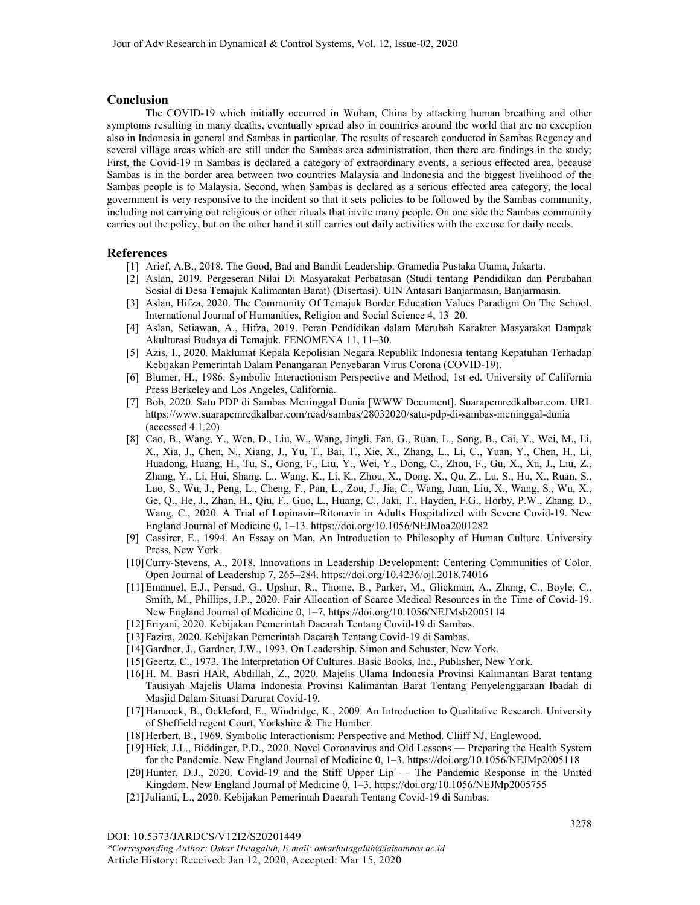## Conclusion

The COVID-19 which initially occurred in Wuhan, China by attacking human breathing and other symptoms resulting in many deaths, eventually spread also in countries around the world that are no exception also in Indonesia in general and Sambas in particular. The results of research conducted in Sambas Regency and several village areas which are still under the Sambas area administration, then there are findings in the study; First, the Covid-19 in Sambas is declared a category of extraordinary events, a serious effected area, because Sambas is in the border area between two countries Malaysia and Indonesia and the biggest livelihood of the Sambas people is to Malaysia. Second, when Sambas is declared as a serious effected area category, the local government is very responsive to the incident so that it sets policies to be followed by the Sambas community, including not carrying out religious or other rituals that invite many people. On one side the Sambas community carries out the policy, but on the other hand it still carries out daily activities with the excuse for daily needs.

## References

[1] Arief, A.B., 2018. The Good, Bad and Bandit Leadership. Gramedia Pustaka Utama, Jakarta.

[2] Aslan, 2019. Pergeseran Nilai Di Masyarakat Perbatasan (Studi tentang Pendidikan dan Perubahan Sosial di Desa Temajuk Kalimantan Barat) (Disertasi). UIN Antasari Banjarmasin, Banjarmasin.

[3] Aslan, Hifza, 2020. The Community Of Temajuk Border Education Values Paradigm On The School. International Journal of Humanities, Religion and Social Science 4, 13–20.

[4] Aslan, Setiawan, A., Hifza, 2019. Peran Pendidikan dalam Merubah Karakter Masyarakat Dampak Akulturasi Budaya di Temajuk. FENOMENA 11, 11–30.

[5] Azis, I., 2020. Maklumat Kepala Kepolisian Negara Republik Indonesia tentang Kepatuhan Terhadap Kebijakan Pemerintah Dalam Penanganan Penyebaran Virus Corona (COVID-19).

[6] Blumer, H., 1986. Symbolic Interactionism Perspective and Method, 1st ed. University of California Press Berkeley and Los Angeles, California.

[7] Bob, 2020. Satu PDP di Sambas Meninggal Dunia [WWW Document]. Suarapemredkalbar.com. URL https://www.suarapemredkalbar.com/read/sambas/28032020/satu-pdp-di-sambas-meninggal-dunia (accessed 4.1.20).

[8] Cao, B., Wang, Y., Wen, D., Liu, W., Wang, Jingli, Fan, G., Ruan, L., Song, B., Cai, Y., Wei, M., Li, X., Xia, J., Chen, N., Xiang, J., Yu, T., Bai, T., Xie, X., Zhang, L., Li, C., Yuan, Y., Chen, H., Li, Huadong, Huang, H., Tu, S., Gong, F., Liu, Y., Wei, Y., Dong, C., Zhou, F., Gu, X., Xu, J., Liu, Z., Zhang, Y., Li, Hui, Shang, L., Wang, K., Li, K., Zhou, X., Dong, X., Qu, Z., Lu, S., Hu, X., Ruan, S., Luo, S., Wu, J., Peng, L., Cheng, F., Pan, L., Zou, J., Jia, C., Wang, Juan, Liu, X., Wang, S., Wu, X., Ge, Q., He, J., Zhan, H., Qiu, F., Guo, L., Huang, C., Jaki, T., Hayden, F.G., Horby, P.W., Zhang, D., Wang, C., 2020. A Trial of Lopinavir–Ritonavir in Adults Hospitalized with Severe Covid-19. New England Journal of Medicine 0, 1–13. https://doi.org/10.1056/NEJMoa2001282

[9] Cassirer, E., 1994. An Essay on Man, An Introduction to Philosophy of Human Culture. University Press, New York.

[10] Curry-Stevens, A., 2018. Innovations in Leadership Development: Centering Communities of Color. Open Journal of Leadership 7, 265–284. https://doi.org/10.4236/ojl.2018.74016

[11] Emanuel, E.J., Persad, G., Upshur, R., Thome, B., Parker, M., Glickman, A., Zhang, C., Boyle, C., Smith, M., Phillips, J.P., 2020. Fair Allocation of Scarce Medical Resources in the Time of Covid-19. New England Journal of Medicine 0, 1–7. https://doi.org/10.1056/NEJMsb2005114

[12] Eriyani, 2020. Kebijakan Pemerintah Daearah Tentang Covid-19 di Sambas.

[13] Fazira, 2020. Kebijakan Pemerintah Daearah Tentang Covid-19 di Sambas.

[14] Gardner, J., Gardner, J.W., 1993. On Leadership. Simon and Schuster, New York.

[15] Geertz, C., 1973. The Interpretation Of Cultures. Basic Books, Inc., Publisher, New York.

[16] H. M. Basri HAR, Abdillah, Z., 2020. Majelis Ulama Indonesia Provinsi Kalimantan Barat tentang Tausiyah Majelis Ulama Indonesia Provinsi Kalimantan Barat Tentang Penyelenggaraan Ibadah di Masjid Dalam Situasi Darurat Covid-19.

[17] Hancock, B., Ockleford, E., Windridge, K., 2009. An Introduction to Qualitative Research. University of Sheffield regent Court, Yorkshire & The Humber.

[18] Herbert, B., 1969. Symbolic Interactionism: Perspective and Method. Cliiff NJ, Englewood.

[19] Hick, J.L., Biddinger, P.D., 2020. Novel Coronavirus and Old Lessons — Preparing the Health System for the Pandemic. New England Journal of Medicine 0, 1–3. https://doi.org/10.1056/NEJMp2005118

[20] Hunter, D.J., 2020. Covid-19 and the Stiff Upper Lip — The Pandemic Response in the United Kingdom. New England Journal of Medicine 0, 1–3. https://doi.org/10.1056/NEJMp2005755

[21] Julianti, L., 2020. Kebijakan Pemerintah Daearah Tentang Covid-19 di Sambas.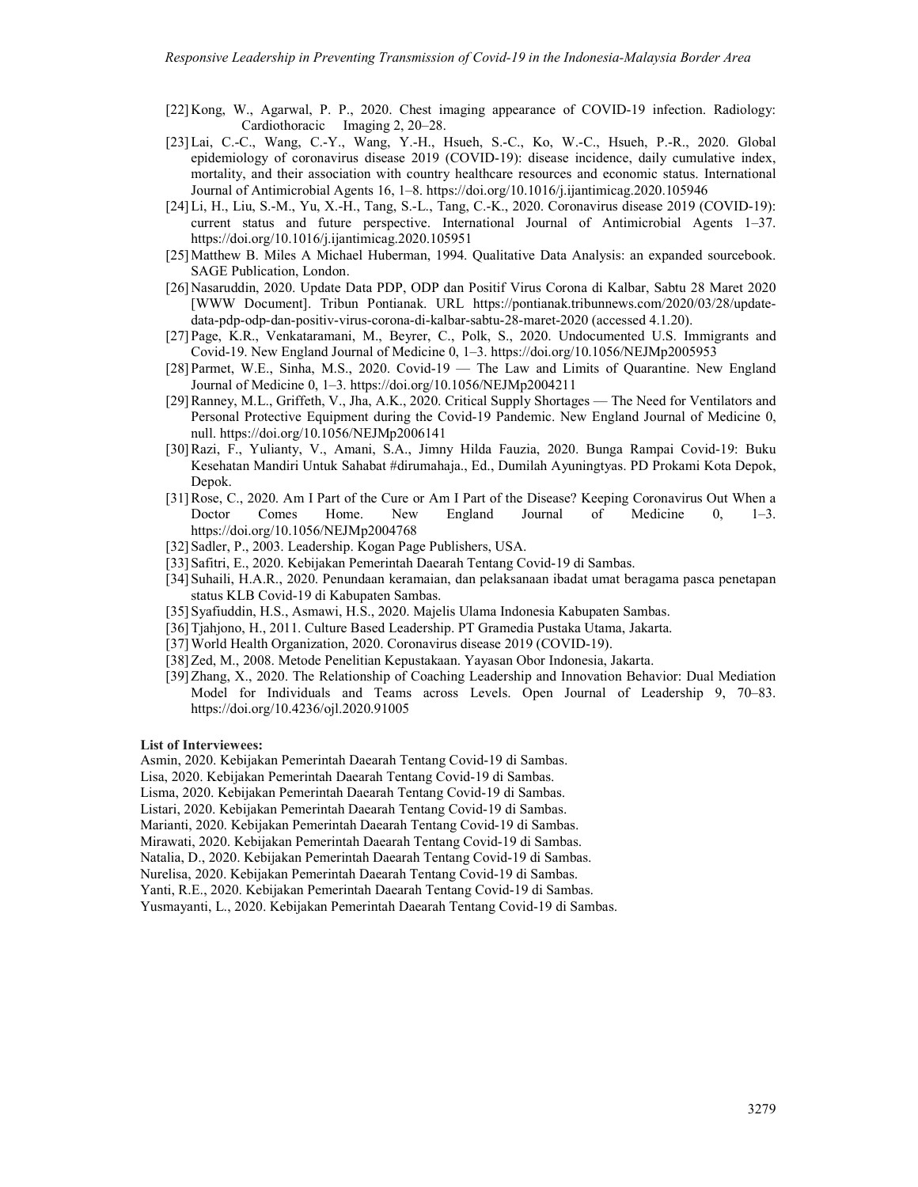[22] Kong, W., Agarwal, P. P., 2020. Chest imaging appearance of COVID-19 infection. Radiology: Cardiothoracic Imaging 2, 20–28.

[23] Lai, C.-C., Wang, C.-Y., Wang, Y.-H., Hsueh, S.-C., Ko, W.-C., Hsueh, P.-R., 2020. Global epidemiology of coronavirus disease 2019 (COVID-19): disease incidence, daily cumulative index, mortality, and their association with country healthcare resources and economic status. International Journal of Antimicrobial Agents 16, 1–8. https://doi.org/10.1016/j.ijantimicag.2020.105946

[24] Li, H., Liu, S.-M., Yu, X.-H., Tang, S.-L., Tang, C.-K., 2020. Coronavirus disease 2019 (COVID-19): current status and future perspective. International Journal of Antimicrobial Agents 1–37. https://doi.org/10.1016/j.ijantimicag.2020.105951

[25] Matthew B. Miles A Michael Huberman, 1994. Qualitative Data Analysis: an expanded sourcebook. SAGE Publication, London.

[26] Nasaruddin, 2020. Update Data PDP, ODP dan Positif Virus Corona di Kalbar, Sabtu 28 Maret 2020 [WWW Document]. Tribun Pontianak. URL https://pontianak.tribunnews.com/2020/03/28/update-data-pdp-odp-dan-positiv-virus-corona-di-kalbar-sabtu-28-maret-2020 (accessed 4.1.20).

[27] Page, K.R., Venkataramani, M., Beyrer, C., Polk, S., 2020. Undocumented U.S. Immigrants and Covid-19. New England Journal of Medicine 0, 1–3. https://doi.org/10.1056/NEJMp2005953

[28] Parmet, W.E., Sinha, M.S., 2020. Covid-19 — The Law and Limits of Quarantine. New England Journal of Medicine 0, 1–3. https://doi.org/10.1056/NEJMp2004211

[29] Ranney, M.L., Griffeth, V., Jha, A.K., 2020. Critical Supply Shortages — The Need for Ventilators and Personal Protective Equipment during the Covid-19 Pandemic. New England Journal of Medicine 0, null. https://doi.org/10.1056/NEJMp2006141

[30] Razi, F., Yulianty, V., Amani, S.A., Jimny Hilda Fauzia, 2020. Bunga Rampai Covid-19: Buku Kesehatan Mandiri Untuk Sahabat #dirumahaja., Ed., Dumilah Ayuningtyas. PD Prokami Kota Depok, Depok.

[31] Rose, C., 2020. Am I Part of the Cure or Am I Part of the Disease? Keeping Coronavirus Out When a Doctor Comes Home. New England Journal of Medicine 0, 1–3. https://doi.org/10.1056/NEJMp2004768

[32] Sadler, P., 2003. Leadership. Kogan Page Publishers, USA.

[33] Safitri, E., 2020. Kebijakan Pemerintah Daearah Tentang Covid-19 di Sambas.

[34] Suhaili, H.A.R., 2020. Penundaan keramaian, dan pelaksanaan ibadat umat beragama pasca penetapan status KLB Covid-19 di Kabupaten Sambas.

[35] Syafiuddin, H.S., Asmawi, H.S., 2020. Majelis Ulama Indonesia Kabupaten Sambas.

[36] Tjahjono, H., 2011. Culture Based Leadership. PT Gramedia Pustaka Utama, Jakarta.

[37] World Health Organization, 2020. Coronavirus disease 2019 (COVID-19).

[38] Zed, M., 2008. Metode Penelitian Kepustakaan. Yayasan Obor Indonesia, Jakarta.

[39] Zhang, X., 2020. The Relationship of Coaching Leadership and Innovation Behavior: Dual Mediation Model for Individuals and Teams across Levels. Open Journal of Leadership 9, 70–83. https://doi.org/10.4236/ojl.2020.91005

**List of Interviewees:**

Asmin, 2020. Kebijakan Pemerintah Daearah Tentang Covid-19 di Sambas.
Lisa, 2020. Kebijakan Pemerintah Daearah Tentang Covid-19 di Sambas.
Lisma, 2020. Kebijakan Pemerintah Daearah Tentang Covid-19 di Sambas.
Listari, 2020. Kebijakan Pemerintah Daearah Tentang Covid-19 di Sambas.
Marianti, 2020. Kebijakan Pemerintah Daearah Tentang Covid-19 di Sambas.
Mirawati, 2020. Kebijakan Pemerintah Daearah Tentang Covid-19 di Sambas.
Natalia, D., 2020. Kebijakan Pemerintah Daearah Tentang Covid-19 di Sambas.
Nurelisa, 2020. Kebijakan Pemerintah Daearah Tentang Covid-19 di Sambas.
Yanti, R.E., 2020. Kebijakan Pemerintah Daearah Tentang Covid-19 di Sambas.
Yusmayanti, L., 2020. Kebijakan Pemerintah Daearah Tentang Covid-19 di Sambas.